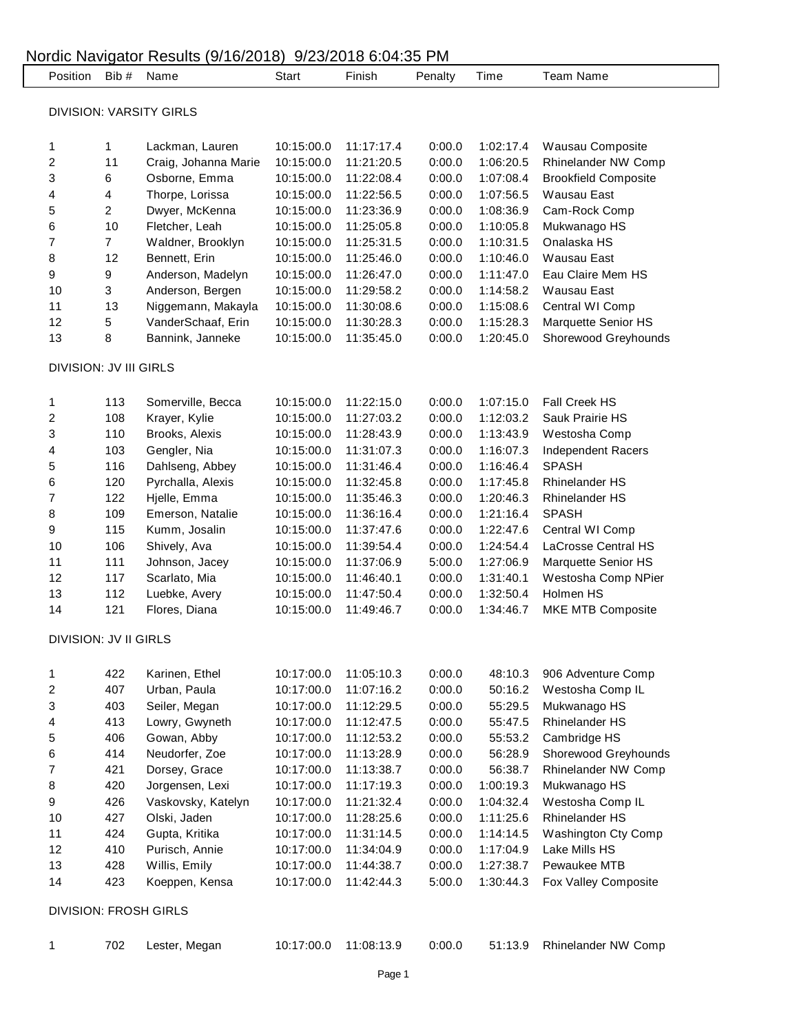# Nordic Navigator Results (9/16/2018) 9/23/2018 6:04:35 PM

| Position | Bib # | Name | Start | Finish | Penalty | Time | Team Name |
|---|---|---|---|---|---|---|---|

## DIVISION: VARSITY GIRLS

| Position | Bib # | Name | Start | Finish | Penalty | Time | Team Name |
|---|---|---|---|---|---|---|---|
| 1 | 1 | Lackman, Lauren | 10:15:00.0 | 11:17:17.4 | 0:00.0 | 1:02:17.4 | Wausau Composite |
| 2 | 11 | Craig, Johanna Marie | 10:15:00.0 | 11:21:20.5 | 0:00.0 | 1:06:20.5 | Rhinelander NW Comp |
| 3 | 6 | Osborne, Emma | 10:15:00.0 | 11:22:08.4 | 0:00.0 | 1:07:08.4 | Brookfield Composite |
| 4 | 4 | Thorpe, Lorissa | 10:15:00.0 | 11:22:56.5 | 0:00.0 | 1:07:56.5 | Wausau East |
| 5 | 2 | Dwyer, McKenna | 10:15:00.0 | 11:23:36.9 | 0:00.0 | 1:08:36.9 | Cam-Rock Comp |
| 6 | 10 | Fletcher, Leah | 10:15:00.0 | 11:25:05.8 | 0:00.0 | 1:10:05.8 | Mukwanago HS |
| 7 | 7 | Waldner, Brooklyn | 10:15:00.0 | 11:25:31.5 | 0:00.0 | 1:10:31.5 | Onalaska HS |
| 8 | 12 | Bennett, Erin | 10:15:00.0 | 11:25:46.0 | 0:00.0 | 1:10:46.0 | Wausau East |
| 9 | 9 | Anderson, Madelyn | 10:15:00.0 | 11:26:47.0 | 0:00.0 | 1:11:47.0 | Eau Claire Mem HS |
| 10 | 3 | Anderson, Bergen | 10:15:00.0 | 11:29:58.2 | 0:00.0 | 1:14:58.2 | Wausau East |
| 11 | 13 | Niggemann, Makayla | 10:15:00.0 | 11:30:08.6 | 0:00.0 | 1:15:08.6 | Central WI Comp |
| 12 | 5 | VanderSchaaf, Erin | 10:15:00.0 | 11:30:28.3 | 0:00.0 | 1:15:28.3 | Marquette Senior HS |
| 13 | 8 | Bannink, Janneke | 10:15:00.0 | 11:35:45.0 | 0:00.0 | 1:20:45.0 | Shorewood Greyhounds |

## DIVISION: JV III GIRLS

| Position | Bib # | Name | Start | Finish | Penalty | Time | Team Name |
|---|---|---|---|---|---|---|---|
| 1 | 113 | Somerville, Becca | 10:15:00.0 | 11:22:15.0 | 0:00.0 | 1:07:15.0 | Fall Creek HS |
| 2 | 108 | Krayer, Kylie | 10:15:00.0 | 11:27:03.2 | 0:00.0 | 1:12:03.2 | Sauk Prairie HS |
| 3 | 110 | Brooks, Alexis | 10:15:00.0 | 11:28:43.9 | 0:00.0 | 1:13:43.9 | Westosha Comp |
| 4 | 103 | Gengler, Nia | 10:15:00.0 | 11:31:07.3 | 0:00.0 | 1:16:07.3 | Independent Racers |
| 5 | 116 | Dahlseng, Abbey | 10:15:00.0 | 11:31:46.4 | 0:00.0 | 1:16:46.4 | SPASH |
| 6 | 120 | Pyrchalla, Alexis | 10:15:00.0 | 11:32:45.8 | 0:00.0 | 1:17:45.8 | Rhinelander HS |
| 7 | 122 | Hjelle, Emma | 10:15:00.0 | 11:35:46.3 | 0:00.0 | 1:20:46.3 | Rhinelander HS |
| 8 | 109 | Emerson, Natalie | 10:15:00.0 | 11:36:16.4 | 0:00.0 | 1:21:16.4 | SPASH |
| 9 | 115 | Kumm, Josalin | 10:15:00.0 | 11:37:47.6 | 0:00.0 | 1:22:47.6 | Central WI Comp |
| 10 | 106 | Shively, Ava | 10:15:00.0 | 11:39:54.4 | 0:00.0 | 1:24:54.4 | LaCrosse Central HS |
| 11 | 111 | Johnson, Jacey | 10:15:00.0 | 11:37:06.9 | 5:00.0 | 1:27:06.9 | Marquette Senior HS |
| 12 | 117 | Scarlato, Mia | 10:15:00.0 | 11:46:40.1 | 0:00.0 | 1:31:40.1 | Westosha Comp NPier |
| 13 | 112 | Luebke, Avery | 10:15:00.0 | 11:47:50.4 | 0:00.0 | 1:32:50.4 | Holmen HS |
| 14 | 121 | Flores, Diana | 10:15:00.0 | 11:49:46.7 | 0:00.0 | 1:34:46.7 | MKE MTB Composite |

## DIVISION: JV II GIRLS

| Position | Bib # | Name | Start | Finish | Penalty | Time | Team Name |
|---|---|---|---|---|---|---|---|
| 1 | 422 | Karinen, Ethel | 10:17:00.0 | 11:05:10.3 | 0:00.0 | 48:10.3 | 906 Adventure Comp |
| 2 | 407 | Urban, Paula | 10:17:00.0 | 11:07:16.2 | 0:00.0 | 50:16.2 | Westosha Comp IL |
| 3 | 403 | Seiler, Megan | 10:17:00.0 | 11:12:29.5 | 0:00.0 | 55:29.5 | Mukwanago HS |
| 4 | 413 | Lowry, Gwyneth | 10:17:00.0 | 11:12:47.5 | 0:00.0 | 55:47.5 | Rhinelander HS |
| 5 | 406 | Gowan, Abby | 10:17:00.0 | 11:12:53.2 | 0:00.0 | 55:53.2 | Cambridge HS |
| 6 | 414 | Neudorfer, Zoe | 10:17:00.0 | 11:13:28.9 | 0:00.0 | 56:28.9 | Shorewood Greyhounds |
| 7 | 421 | Dorsey, Grace | 10:17:00.0 | 11:13:38.7 | 0:00.0 | 56:38.7 | Rhinelander NW Comp |
| 8 | 420 | Jorgensen, Lexi | 10:17:00.0 | 11:17:19.3 | 0:00.0 | 1:00:19.3 | Mukwanago HS |
| 9 | 426 | Vaskovsky, Katelyn | 10:17:00.0 | 11:21:32.4 | 0:00.0 | 1:04:32.4 | Westosha Comp IL |
| 10 | 427 | Olski, Jaden | 10:17:00.0 | 11:28:25.6 | 0:00.0 | 1:11:25.6 | Rhinelander HS |
| 11 | 424 | Gupta, Kritika | 10:17:00.0 | 11:31:14.5 | 0:00.0 | 1:14:14.5 | Washington Cty Comp |
| 12 | 410 | Purisch, Annie | 10:17:00.0 | 11:34:04.9 | 0:00.0 | 1:17:04.9 | Lake Mills HS |
| 13 | 428 | Willis, Emily | 10:17:00.0 | 11:44:38.7 | 0:00.0 | 1:27:38.7 | Pewaukee MTB |
| 14 | 423 | Koeppen, Kensa | 10:17:00.0 | 11:42:44.3 | 5:00.0 | 1:30:44.3 | Fox Valley Composite |

## DIVISION: FROSH GIRLS

| Position | Bib # | Name | Start | Finish | Penalty | Time | Team Name |
|---|---|---|---|---|---|---|---|
| 1 | 702 | Lester, Megan | 10:17:00.0 | 11:08:13.9 | 0:00.0 | 51:13.9 | Rhinelander NW Comp |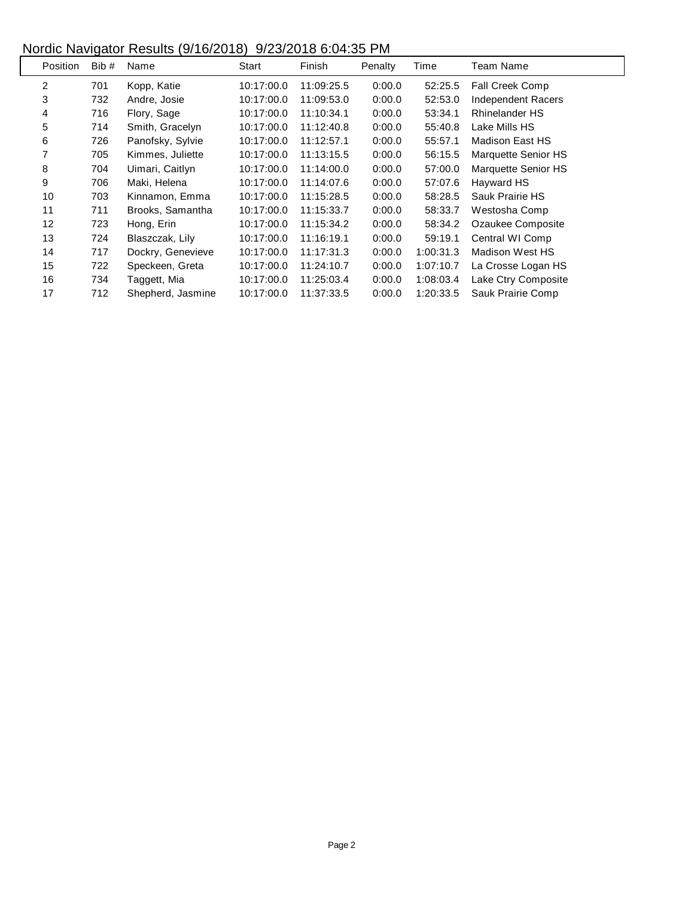# Nordic Navigator Results (9/16/2018) 9/23/2018 6:04:35 PM

| Position | Bib # | Name | Start | Finish | Penalty | Time | Team Name |
|---|---|---|---|---|---|---|---|
| 2 | 701 | Kopp, Katie | 10:17:00.0 | 11:09:25.5 | 0:00.0 | 52:25.5 | Fall Creek Comp |
| 3 | 732 | Andre, Josie | 10:17:00.0 | 11:09:53.0 | 0:00.0 | 52:53.0 | Independent Racers |
| 4 | 716 | Flory, Sage | 10:17:00.0 | 11:10:34.1 | 0:00.0 | 53:34.1 | Rhinelander HS |
| 5 | 714 | Smith, Gracelyn | 10:17:00.0 | 11:12:40.8 | 0:00.0 | 55:40.8 | Lake Mills HS |
| 6 | 726 | Panofsky, Sylvie | 10:17:00.0 | 11:12:57.1 | 0:00.0 | 55:57.1 | Madison East HS |
| 7 | 705 | Kimmes, Juliette | 10:17:00.0 | 11:13:15.5 | 0:00.0 | 56:15.5 | Marquette Senior HS |
| 8 | 704 | Uimari, Caitlyn | 10:17:00.0 | 11:14:00.0 | 0:00.0 | 57:00.0 | Marquette Senior HS |
| 9 | 706 | Maki, Helena | 10:17:00.0 | 11:14:07.6 | 0:00.0 | 57:07.6 | Hayward HS |
| 10 | 703 | Kinnamon, Emma | 10:17:00.0 | 11:15:28.5 | 0:00.0 | 58:28.5 | Sauk Prairie HS |
| 11 | 711 | Brooks, Samantha | 10:17:00.0 | 11:15:33.7 | 0:00.0 | 58:33.7 | Westosha Comp |
| 12 | 723 | Hong, Erin | 10:17:00.0 | 11:15:34.2 | 0:00.0 | 58:34.2 | Ozaukee Composite |
| 13 | 724 | Blaszczak, Lily | 10:17:00.0 | 11:16:19.1 | 0:00.0 | 59:19.1 | Central WI Comp |
| 14 | 717 | Dockry, Genevieve | 10:17:00.0 | 11:17:31.3 | 0:00.0 | 1:00:31.3 | Madison West HS |
| 15 | 722 | Speckeen, Greta | 10:17:00.0 | 11:24:10.7 | 0:00.0 | 1:07:10.7 | La Crosse Logan HS |
| 16 | 734 | Taggett, Mia | 10:17:00.0 | 11:25:03.4 | 0:00.0 | 1:08:03.4 | Lake Ctry Composite |
| 17 | 712 | Shepherd, Jasmine | 10:17:00.0 | 11:37:33.5 | 0:00.0 | 1:20:33.5 | Sauk Prairie Comp |